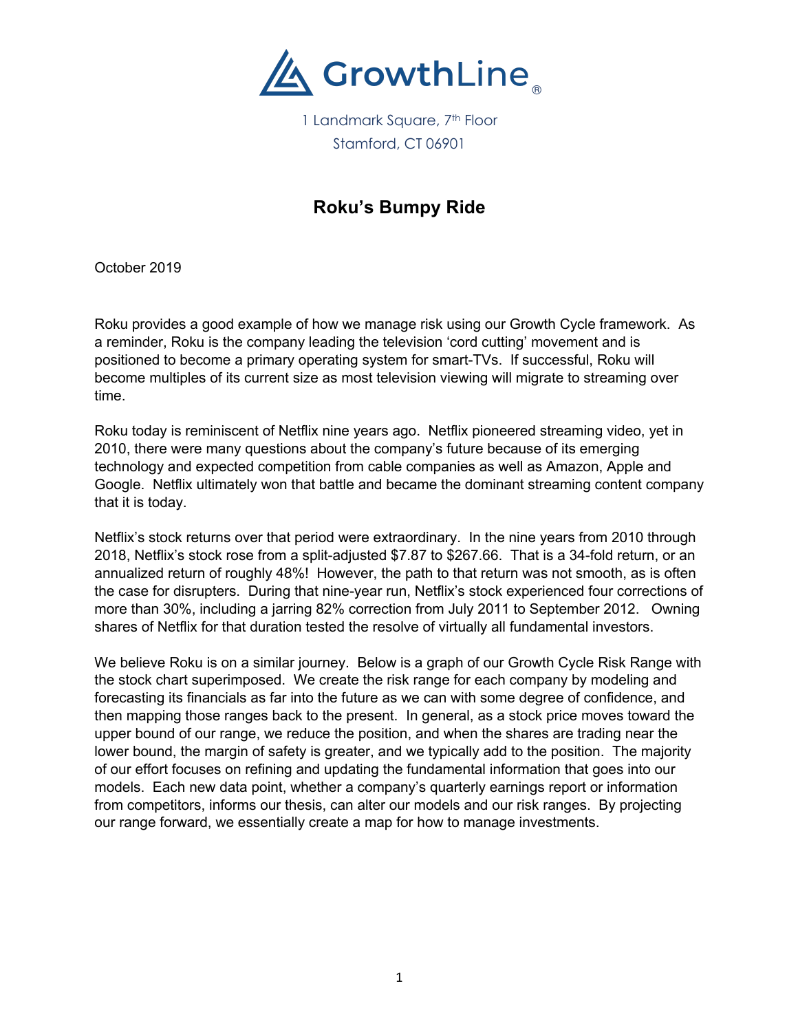GrowthLine®

1 Landmark Square, 7th Floor
Stamford, CT 06901

# Roku's Bumpy Ride

October 2019

Roku provides a good example of how we manage risk using our Growth Cycle framework. As a reminder, Roku is the company leading the television 'cord cutting' movement and is positioned to become a primary operating system for smart-TVs. If successful, Roku will become multiples of its current size as most television viewing will migrate to streaming over time.

Roku today is reminiscent of Netflix nine years ago. Netflix pioneered streaming video, yet in 2010, there were many questions about the company's future because of its emerging technology and expected competition from cable companies as well as Amazon, Apple and Google. Netflix ultimately won that battle and became the dominant streaming content company that it is today.

Netflix's stock returns over that period were extraordinary. In the nine years from 2010 through 2018, Netflix's stock rose from a split-adjusted $7.87 to $267.66. That is a 34-fold return, or an annualized return of roughly 48%! However, the path to that return was not smooth, as is often the case for disrupters. During that nine-year run, Netflix's stock experienced four corrections of more than 30%, including a jarring 82% correction from July 2011 to September 2012. Owning shares of Netflix for that duration tested the resolve of virtually all fundamental investors.

We believe Roku is on a similar journey. Below is a graph of our Growth Cycle Risk Range with the stock chart superimposed. We create the risk range for each company by modeling and forecasting its financials as far into the future as we can with some degree of confidence, and then mapping those ranges back to the present. In general, as a stock price moves toward the upper bound of our range, we reduce the position, and when the shares are trading near the lower bound, the margin of safety is greater, and we typically add to the position. The majority of our effort focuses on refining and updating the fundamental information that goes into our models. Each new data point, whether a company's quarterly earnings report or information from competitors, informs our thesis, can alter our models and our risk ranges. By projecting our range forward, we essentially create a map for how to manage investments.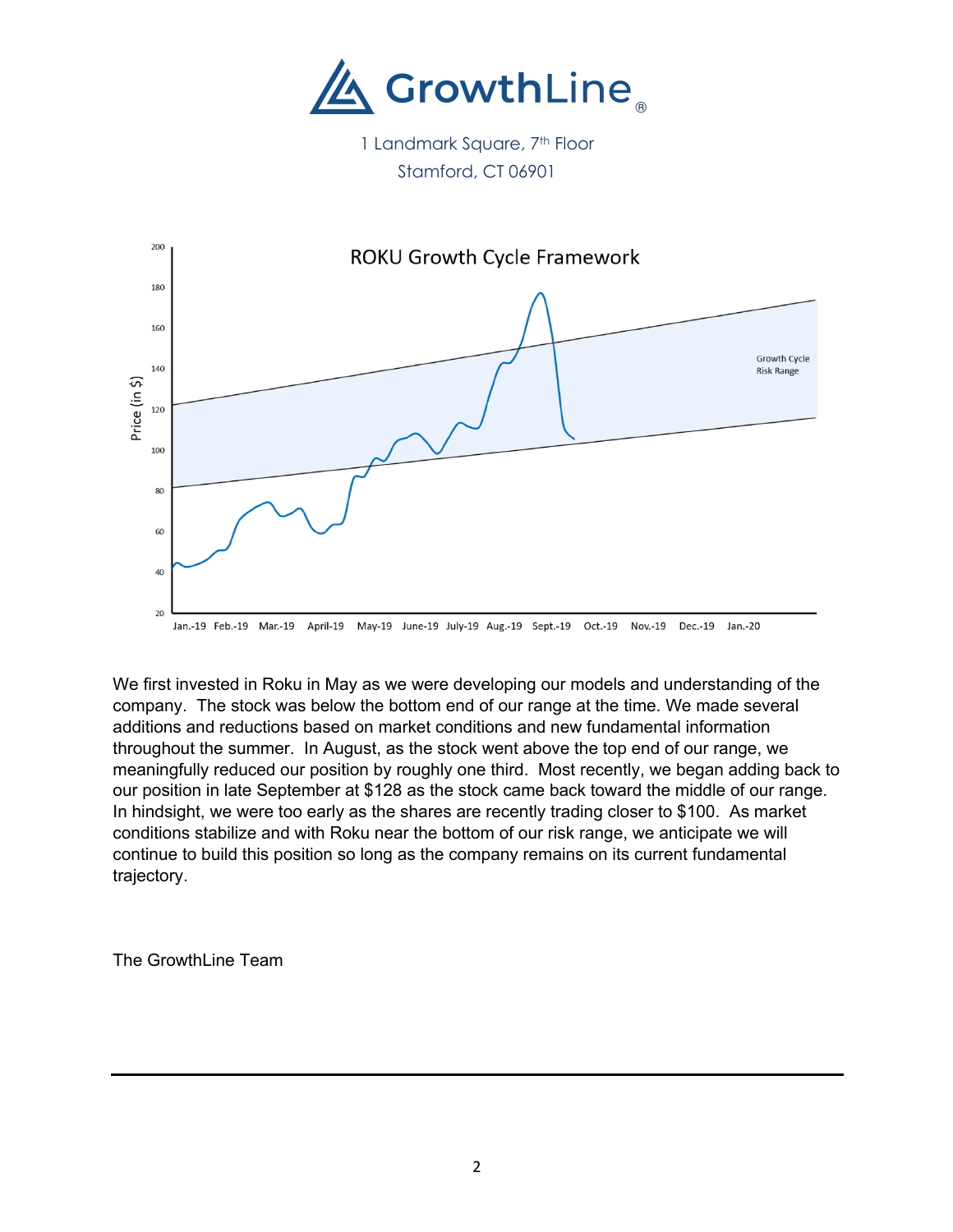GrowthLine®

1 Landmark Square, 7th Floor
Stamford, CT 06901

ROKU Growth Cycle Framework

Price (in $)

200
180
160
140
120
100
80
60
40
20

Jan.-19 Feb.-19 Mar.-19 April-19 May-19 June-19 July-19 Aug.-19 Sept.-19 Oct.-19 Nov.-19 Dec.-19 Jan.-20

Growth Cycle Risk Range

We first invested in Roku in May as we were developing our models and understanding of the company. The stock was below the bottom end of our range at the time. We made several additions and reductions based on market conditions and new fundamental information throughout the summer. In August, as the stock went above the top end of our range, we meaningfully reduced our position by roughly one third. Most recently, we began adding back to our position in late September at $128 as the stock came back toward the middle of our range. In hindsight, we were too early as the shares are recently trading closer to $100. As market conditions stabilize and with Roku near the bottom of our risk range, we anticipate we will continue to build this position so long as the company remains on its current fundamental trajectory.

The GrowthLine Team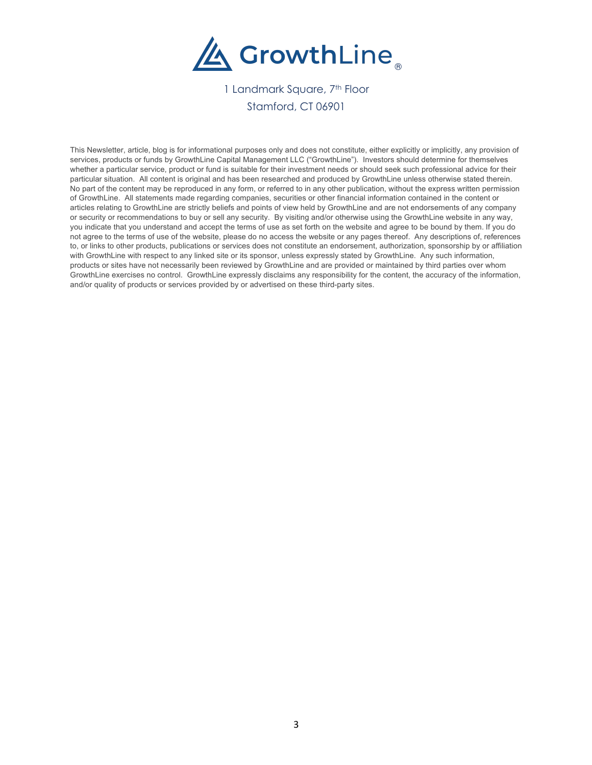GrowthLine®

1 Landmark Square, 7th Floor

Stamford, CT 06901

This Newsletter, article, blog is for informational purposes only and does not constitute, either explicitly or implicitly, any provision of services, products or funds by GrowthLine Capital Management LLC ("GrowthLine"). Investors should determine for themselves whether a particular service, product or fund is suitable for their investment needs or should seek such professional advice for their particular situation. All content is original and has been researched and produced by GrowthLine unless otherwise stated therein. No part of the content may be reproduced in any form, or referred to in any other publication, without the express written permission of GrowthLine. All statements made regarding companies, securities or other financial information contained in the content or articles relating to GrowthLine are strictly beliefs and points of view held by GrowthLine and are not endorsements of any company or security or recommendations to buy or sell any security. By visiting and/or otherwise using the GrowthLine website in any way, you indicate that you understand and accept the terms of use as set forth on the website and agree to be bound by them. If you do not agree to the terms of use of the website, please do no access the website or any pages thereof. Any descriptions of, references to, or links to other products, publications or services does not constitute an endorsement, authorization, sponsorship by or affiliation with GrowthLine with respect to any linked site or its sponsor, unless expressly stated by GrowthLine. Any such information, products or sites have not necessarily been reviewed by GrowthLine and are provided or maintained by third parties over whom GrowthLine exercises no control. GrowthLine expressly disclaims any responsibility for the content, the accuracy of the information, and/or quality of products or services provided by or advertised on these third-party sites.